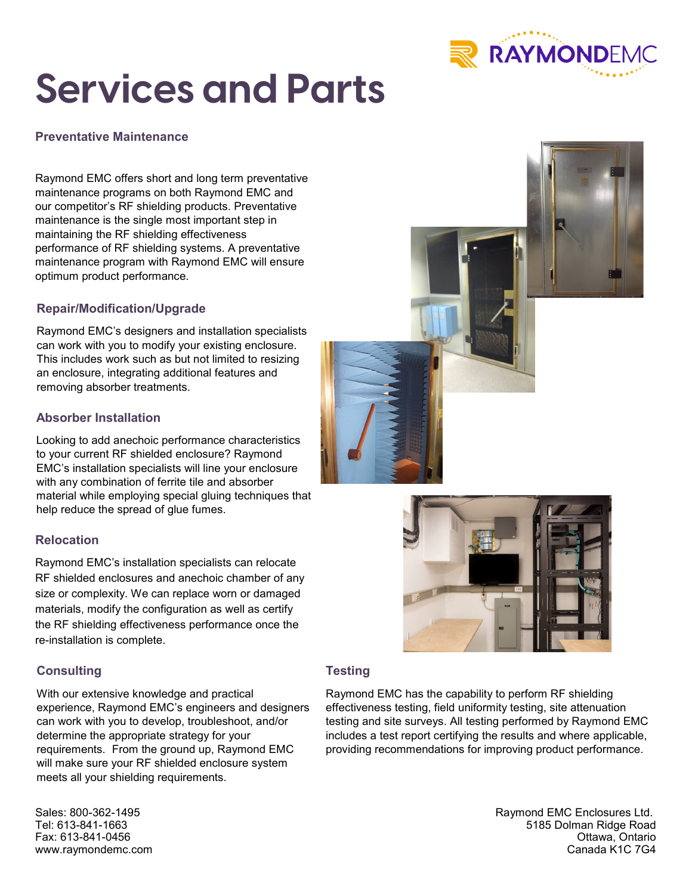# Services and Parts

### Preventative Maintenance

Raymond EMC offers short and long term preventative maintenance programs on both Raymond EMC and our competitor's RF shielding products. Preventative maintenance is the single most important step in maintaining the RF shielding effectiveness performance of RF shielding systems. A preventative maintenance program with Raymond EMC will ensure optimum product performance.

### Repair/Modification/Upgrade

Raymond EMC's designers and installation specialists can work with you to modify your existing enclosure. This includes work such as but not limited to resizing an enclosure, integrating additional features and removing absorber treatments.

### Absorber Installation

Looking to add anechoic performance characteristics to your current RF shielded enclosure? Raymond EMC's installation specialists will line your enclosure with any combination of ferrite tile and absorber material while employing special gluing techniques that help reduce the spread of glue fumes.

### Relocation

Raymond EMC's installation specialists can relocate RF shielded enclosures and anechoic chamber of any size or complexity. We can replace worn or damaged materials, modify the configuration as well as certify the RF shielding effectiveness performance once the re-installation is complete.

### Consulting

With our extensive knowledge and practical experience, Raymond EMC's engineers and designers can work with you to develop, troubleshoot, and/or determine the appropriate strategy for your requirements. From the ground up, Raymond EMC will make sure your RF shielded enclosure system meets all your shielding requirements.

### Testing

Raymond EMC has the capability to perform RF shielding effectiveness testing, field uniformity testing, site attenuation testing and site surveys. All testing performed by Raymond EMC includes a test report certifying the results and where applicable, providing recommendations for improving product performance.

Sales: 800-362-1495
Tel: 613-841-1663
Fax: 613-841-0456
www.raymondemc.com

Raymond EMC Enclosures Ltd.
5185 Dolman Ridge Road
Ottawa, Ontario
Canada K1C 7G4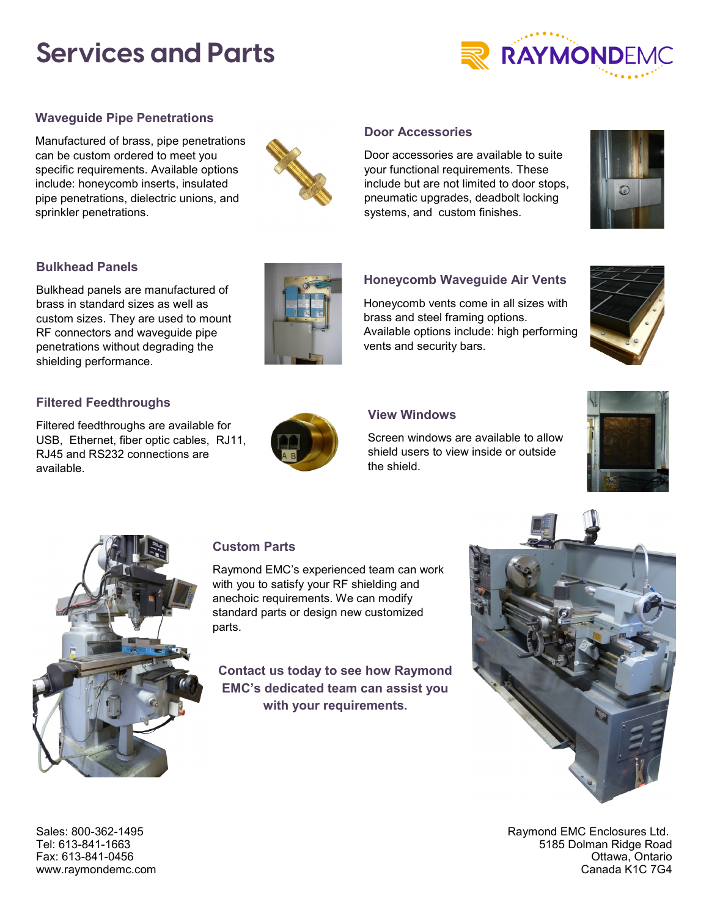# Services and Parts

### Waveguide Pipe Penetrations

Manufactured of brass, pipe penetrations can be custom ordered to meet you specific requirements. Available options include: honeycomb inserts, insulated pipe penetrations, dielectric unions, and sprinkler penetrations.

### Door Accessories

Door accessories are available to suite your functional requirements. These include but are not limited to door stops, pneumatic upgrades, deadbolt locking systems, and custom finishes.

### Bulkhead Panels

Bulkhead panels are manufactured of brass in standard sizes as well as custom sizes. They are used to mount RF connectors and waveguide pipe penetrations without degrading the shielding performance.

### Honeycomb Waveguide Air Vents

Honeycomb vents come in all sizes with brass and steel framing options. Available options include: high performing vents and security bars.

### Filtered Feedthroughs

Filtered feedthroughs are available for USB, Ethernet, fiber optic cables, RJ11, RJ45 and RS232 connections are available.

### View Windows

Screen windows are available to allow shield users to view inside or outside the shield.

### Custom Parts

Raymond EMC's experienced team can work with you to satisfy your RF shielding and anechoic requirements. We can modify standard parts or design new customized parts.

**Contact us today to see how Raymond EMC's dedicated team can assist you with your requirements.**

Sales: 800-362-1495
Tel: 613-841-1663
Fax: 613-841-0456
www.raymondemc.com

Raymond EMC Enclosures Ltd.
5185 Dolman Ridge Road
Ottawa, Ontario
Canada K1C 7G4